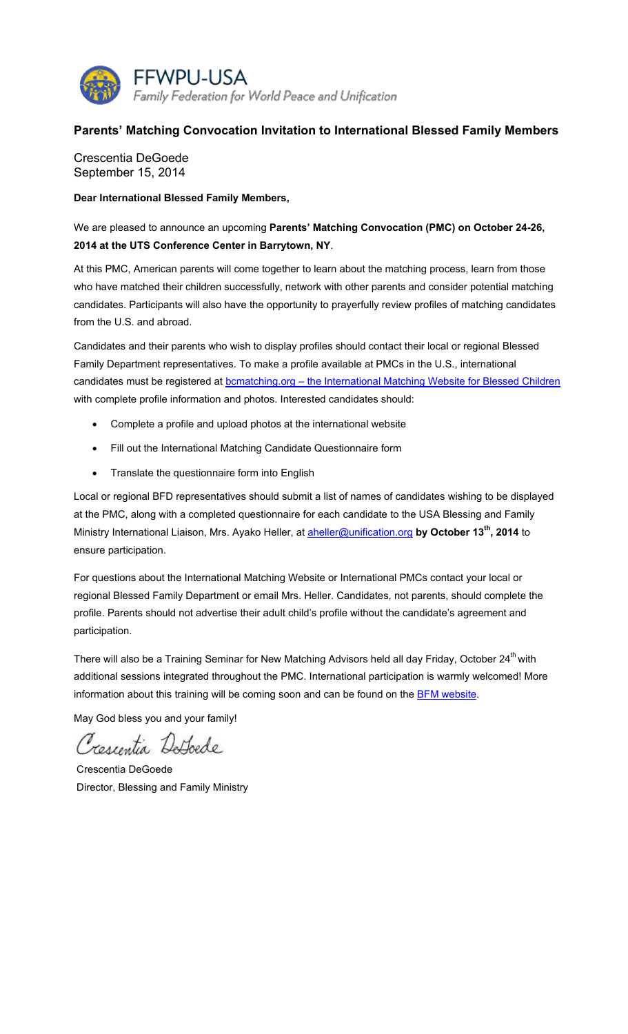FFWPU-USA

*Family Federation for World Peace and Unification*

## Parents' Matching Convocation Invitation to International Blessed Family Members

Crescentia DeGoede
September 15, 2014

**Dear International Blessed Family Members,**

We are pleased to announce an upcoming **Parents' Matching Convocation (PMC) on October 24-26, 2014 at the UTS Conference Center in Barrytown, NY**.

At this PMC, American parents will come together to learn about the matching process, learn from those who have matched their children successfully, network with other parents and consider potential matching candidates. Participants will also have the opportunity to prayerfully review profiles of matching candidates from the U.S. and abroad.

Candidates and their parents who wish to display profiles should contact their local or regional Blessed Family Department representatives. To make a profile available at PMCs in the U.S., international candidates must be registered at bcmatching.org – the International Matching Website for Blessed Children with complete profile information and photos. Interested candidates should:

- Complete a profile and upload photos at the international website
- Fill out the International Matching Candidate Questionnaire form
- Translate the questionnaire form into English

Local or regional BFD representatives should submit a list of names of candidates wishing to be displayed at the PMC, along with a completed questionnaire for each candidate to the USA Blessing and Family Ministry International Liaison, Mrs. Ayako Heller, at aheller@unification.org **by October 13th, 2014** to ensure participation.

For questions about the International Matching Website or International PMCs contact your local or regional Blessed Family Department or email Mrs. Heller. Candidates, not parents, should complete the profile. Parents should not advertise their adult child's profile without the candidate's agreement and participation.

There will also be a Training Seminar for New Matching Advisors held all day Friday, October 24th with additional sessions integrated throughout the PMC. International participation is warmly welcomed! More information about this training will be coming soon and can be found on the BFM website.

May God bless you and your family!

*Crescentia DeGoede*

Crescentia DeGoede
Director, Blessing and Family Ministry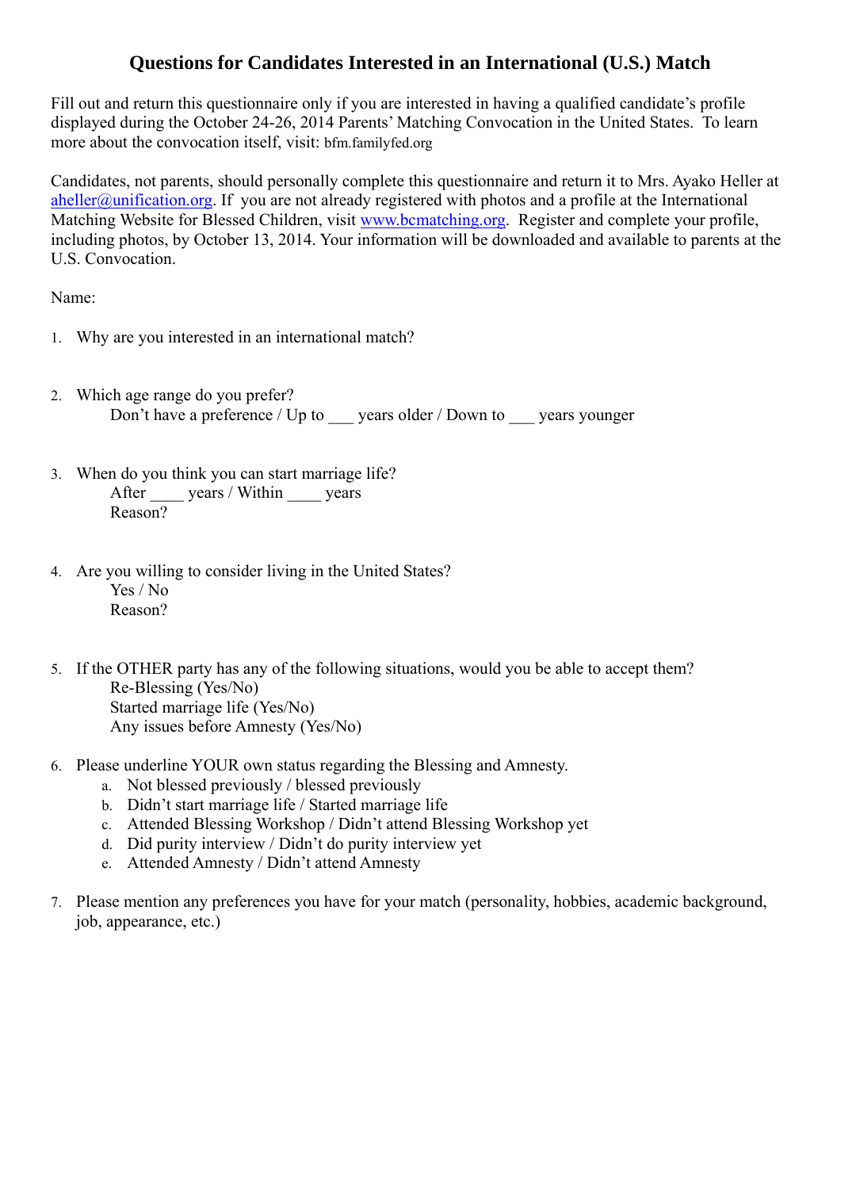## Questions for Candidates Interested in an International (U.S.) Match

Fill out and return this questionnaire only if you are interested in having a qualified candidate's profile displayed during the October 24-26, 2014 Parents' Matching Convocation in the United States. To learn more about the convocation itself, visit: bfm.familyfed.org

Candidates, not parents, should personally complete this questionnaire and return it to Mrs. Ayako Heller at aheller@unification.org. If you are not already registered with photos and a profile at the International Matching Website for Blessed Children, visit www.bcmatching.org. Register and complete your profile, including photos, by October 13, 2014. Your information will be downloaded and available to parents at the U.S. Convocation.

Name:

1. Why are you interested in an international match?

2. Which age range do you prefer?
   Don't have a preference / Up to ___ years older / Down to ___ years younger

3. When do you think you can start marriage life?
   After ____ years / Within ____ years
   Reason?

4. Are you willing to consider living in the United States?
   Yes / No
   Reason?

5. If the OTHER party has any of the following situations, would you be able to accept them?
   Re-Blessing (Yes/No)
   Started marriage life (Yes/No)
   Any issues before Amnesty (Yes/No)

6. Please underline YOUR own status regarding the Blessing and Amnesty.
   a. Not blessed previously / blessed previously
   b. Didn't start marriage life / Started marriage life
   c. Attended Blessing Workshop / Didn't attend Blessing Workshop yet
   d. Did purity interview / Didn't do purity interview yet
   e. Attended Amnesty / Didn't attend Amnesty

7. Please mention any preferences you have for your match (personality, hobbies, academic background, job, appearance, etc.)